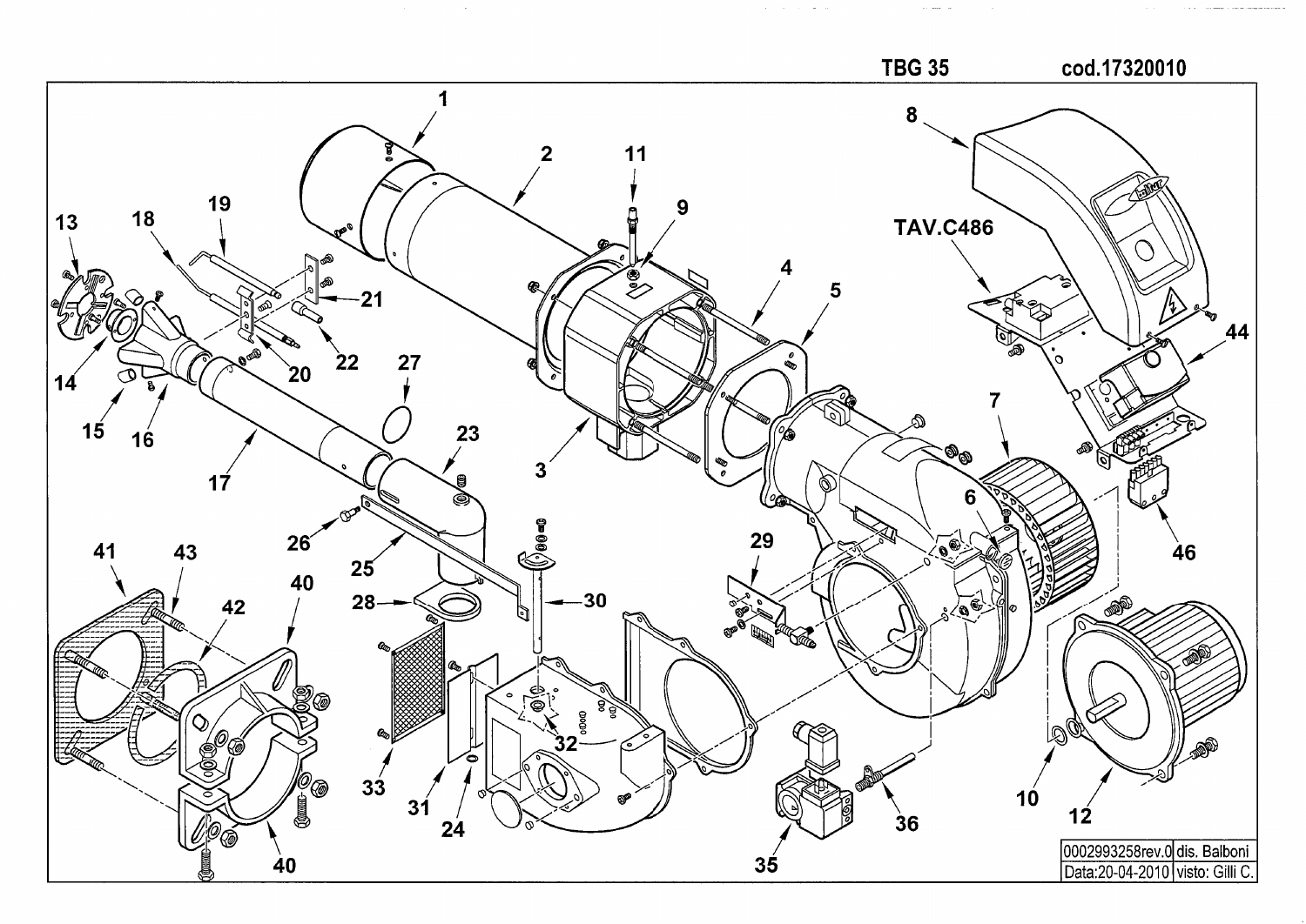TBG 35 cod.17320010

TAV.C486

| 0002993258rev.0 | dis. Balboni |
| --- | --- |
| Data:20-04-2010 | visto: Gilli C. |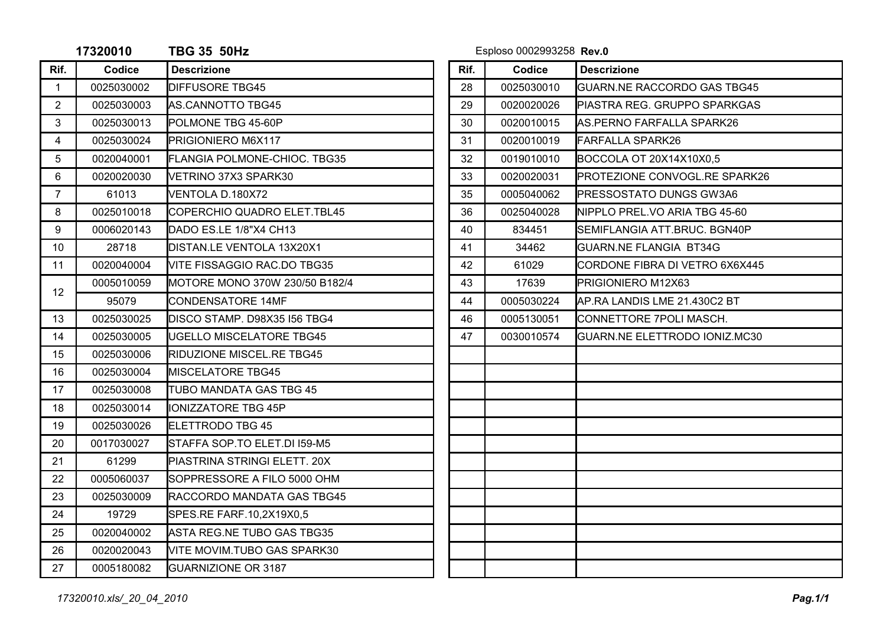**17320010 TBG 35 50Hz**

Esploso 0002993258 **Rev.0**

| Rif. | Codice | Descrizione |
|---|---|---|
| 1 | 0025030002 | DIFFUSORE TBG45 |
| 2 | 0025030003 | AS.CANNOTTO TBG45 |
| 3 | 0025030013 | POLMONE TBG 45-60P |
| 4 | 0025030024 | PRIGIONIERO M6X117 |
| 5 | 0020040001 | FLANGIA POLMONE-CHIOC. TBG35 |
| 6 | 0020020030 | VETRINO 37X3 SPARK30 |
| 7 | 61013 | VENTOLA D.180X72 |
| 8 | 0025010018 | COPERCHIO QUADRO ELET.TBL45 |
| 9 | 0006020143 | DADO ES.LE 1/8"X4 CH13 |
| 10 | 28718 | DISTAN.LE VENTOLA 13X20X1 |
| 11 | 0020040004 | VITE FISSAGGIO RAC.DO TBG35 |
| 12 | 0005010059 | MOTORE MONO 370W 230/50 B182/4 |
| | 95079 | CONDENSATORE 14MF |
| 13 | 0025030025 | DISCO STAMP. D98X35 I56 TBG4 |
| 14 | 0025030005 | UGELLO MISCELATORE TBG45 |
| 15 | 0025030006 | RIDUZIONE MISCEL.RE TBG45 |
| 16 | 0025030004 | MISCELATORE TBG45 |
| 17 | 0025030008 | TUBO MANDATA GAS TBG 45 |
| 18 | 0025030014 | IONIZZATORE TBG 45P |
| 19 | 0025030026 | ELETTRODO TBG 45 |
| 20 | 0017030027 | STAFFA SOP.TO ELET.DI I59-M5 |
| 21 | 61299 | PIASTRINA STRINGI ELETT. 20X |
| 22 | 0005060037 | SOPPRESSORE A FILO 5000 OHM |
| 23 | 0025030009 | RACCORDO MANDATA GAS TBG45 |
| 24 | 19729 | SPES.RE FARF.10,2X19X0,5 |
| 25 | 0020040002 | ASTA REG.NE TUBO GAS TBG35 |
| 26 | 0020020043 | VITE MOVIM.TUBO GAS SPARK30 |
| 27 | 0005180082 | GUARNIZIONE OR 3187 |
| 28 | 0025030010 | GUARN.NE RACCORDO GAS TBG45 |
| 29 | 0020020026 | PIASTRA REG. GRUPPO SPARKGAS |
| 30 | 0020010015 | AS.PERNO FARFALLA SPARK26 |
| 31 | 0020010019 | FARFALLA SPARK26 |
| 32 | 0019010010 | BOCCOLA OT 20X14X10X0,5 |
| 33 | 0020020031 | PROTEZIONE CONVOGL.RE SPARK26 |
| 35 | 0005040062 | PRESSOSTATO DUNGS GW3A6 |
| 36 | 0025040028 | NIPPLO PREL.VO ARIA TBG 45-60 |
| 40 | 834451 | SEMIFLANGIA ATT.BRUC. BGN40P |
| 41 | 34462 | GUARN.NE FLANGIA BT34G |
| 42 | 61029 | CORDONE FIBRA DI VETRO 6X6X445 |
| 43 | 17639 | PRIGIONIERO M12X63 |
| 44 | 0005030224 | AP.RA LANDIS LME 21.430C2 BT |
| 46 | 0005130051 | CONNETTORE 7POLI MASCH. |
| 47 | 0030010574 | GUARN.NE ELETTRODO IONIZ.MC30 |

*17320010.xls/_20_04_2010*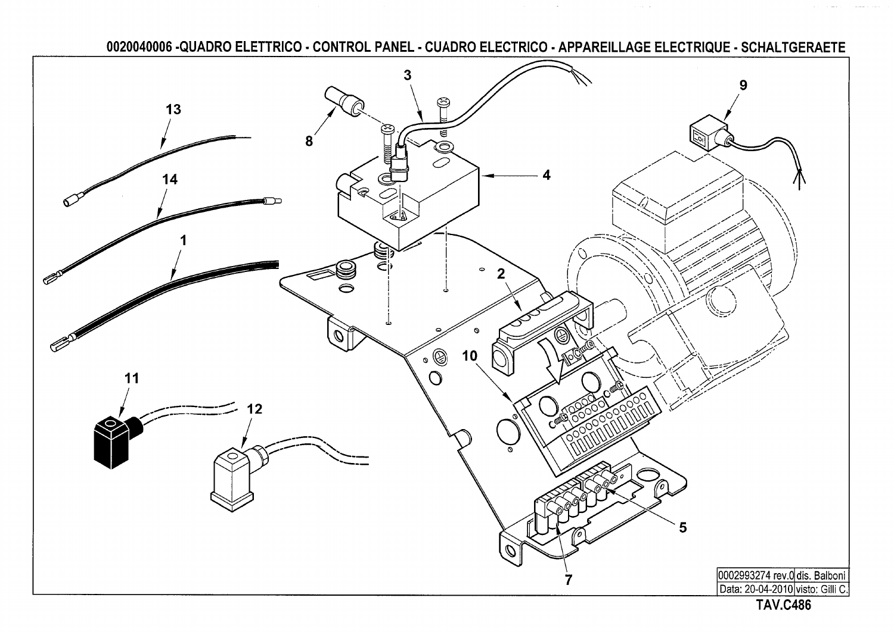# 0020040006 -QUADRO ELETTRICO - CONTROL PANEL - CUADRO ELECTRICO - APPAREILLAGE ELECTRIQUE - SCHALTGERAETE

3

9

13

8

4

14

1

2

10

11

12

5

7

| 0002993274 rev.0 | dis. Balboni |
|---|---|
| Data: 20-04-2010 | visto: Gilli C. |

**TAV.C486**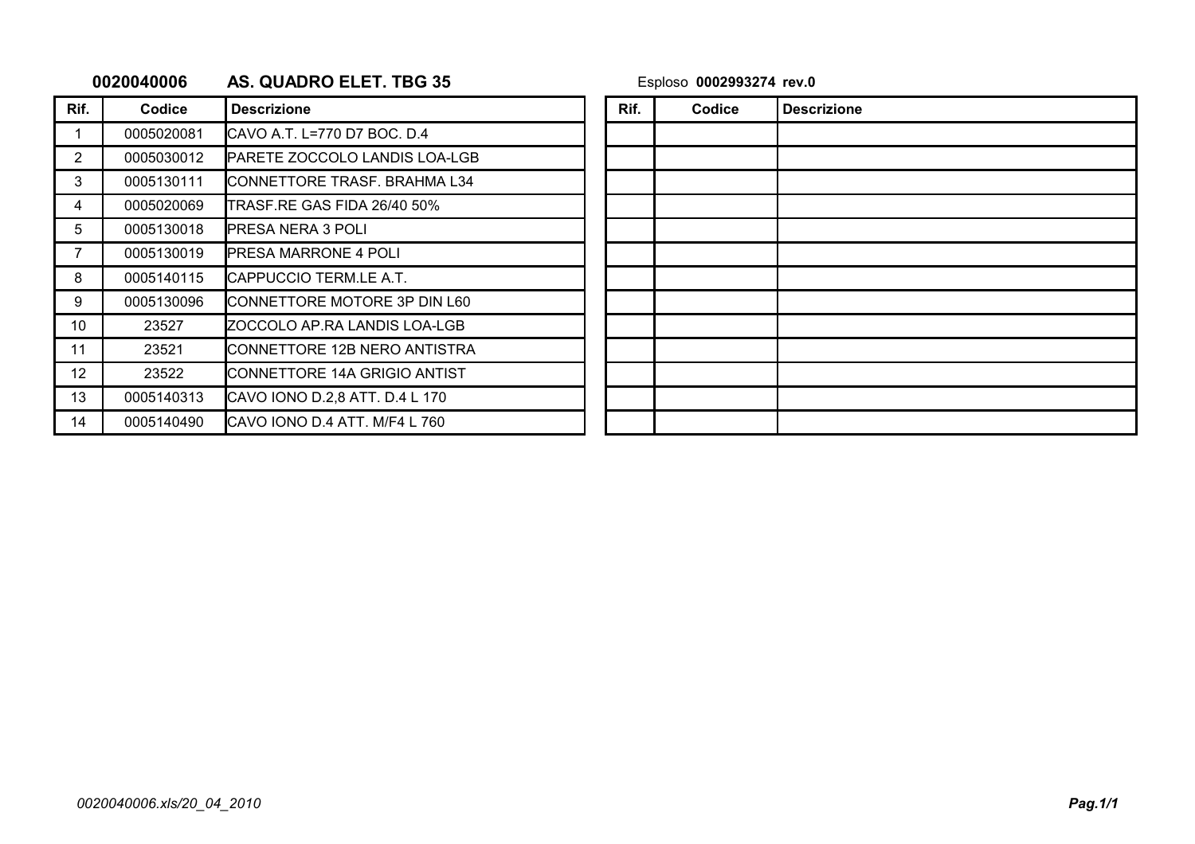**0020040006 AS. QUADRO ELET. TBG 35**

Esploso **0002993274 rev.0**

| Rif. | Codice | Descrizione |
|---|---|---|
| 1 | 0005020081 | CAVO A.T. L=770 D7 BOC. D.4 |
| 2 | 0005030012 | PARETE ZOCCOLO LANDIS LOA-LGB |
| 3 | 0005130111 | CONNETTORE TRASF. BRAHMA L34 |
| 4 | 0005020069 | TRASF.RE GAS FIDA 26/40 50% |
| 5 | 0005130018 | PRESA NERA 3 POLI |
| 7 | 0005130019 | PRESA MARRONE 4 POLI |
| 8 | 0005140115 | CAPPUCCIO TERM.LE A.T. |
| 9 | 0005130096 | CONNETTORE MOTORE 3P DIN L60 |
| 10 | 23527 | ZOCCOLO AP.RA LANDIS LOA-LGB |
| 11 | 23521 | CONNETTORE 12B NERO ANTISTRA |
| 12 | 23522 | CONNETTORE 14A GRIGIO ANTIST |
| 13 | 0005140313 | CAVO IONO D.2,8 ATT. D.4 L 170 |
| 14 | 0005140490 | CAVO IONO D.4 ATT. M/F4 L 760 |

*0020040006.xls/20_04_2010*